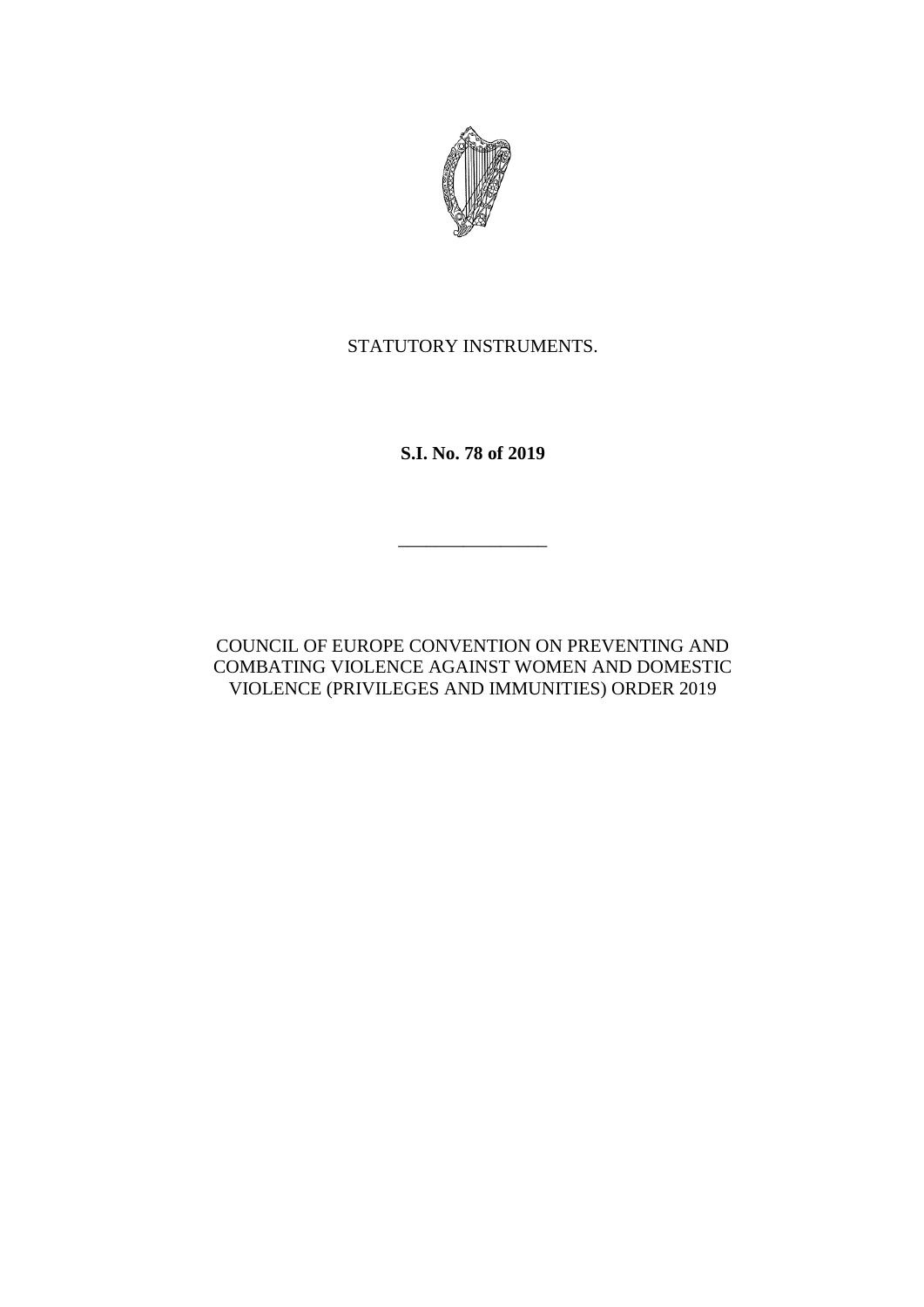STATUTORY INSTRUMENTS.

**S.I. No. 78 of 2019**

---

COUNCIL OF EUROPE CONVENTION ON PREVENTING AND COMBATING VIOLENCE AGAINST WOMEN AND DOMESTIC VIOLENCE (PRIVILEGES AND IMMUNITIES) ORDER 2019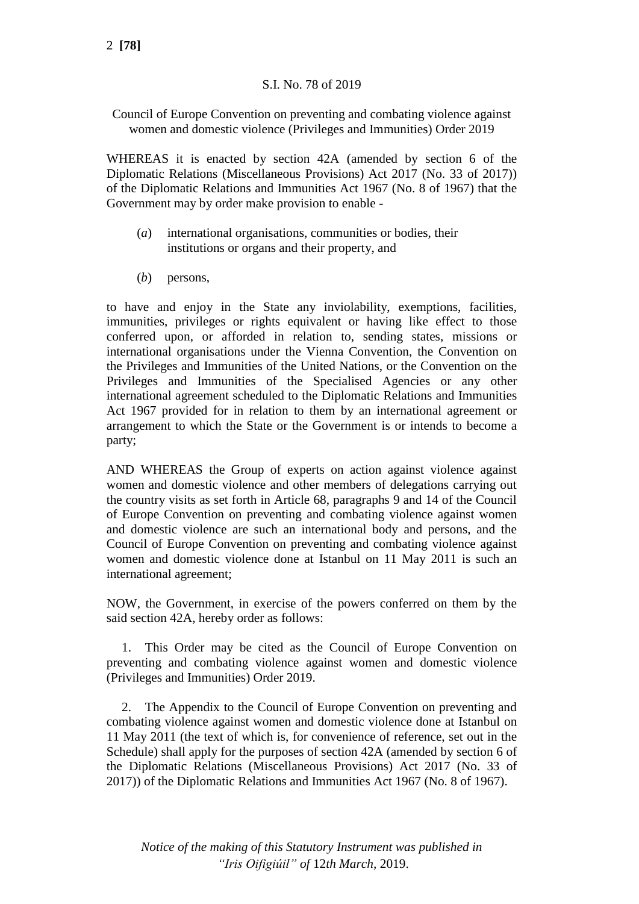S.I. No. 78 of 2019

Council of Europe Convention on preventing and combating violence against women and domestic violence (Privileges and Immunities) Order 2019

WHEREAS it is enacted by section 42A (amended by section 6 of the Diplomatic Relations (Miscellaneous Provisions) Act 2017 (No. 33 of 2017)) of the Diplomatic Relations and Immunities Act 1967 (No. 8 of 1967) that the Government may by order make provision to enable -

(*a*) international organisations, communities or bodies, their institutions or organs and their property, and

(*b*) persons,

to have and enjoy in the State any inviolability, exemptions, facilities, immunities, privileges or rights equivalent or having like effect to those conferred upon, or afforded in relation to, sending states, missions or international organisations under the Vienna Convention, the Convention on the Privileges and Immunities of the United Nations, or the Convention on the Privileges and Immunities of the Specialised Agencies or any other international agreement scheduled to the Diplomatic Relations and Immunities Act 1967 provided for in relation to them by an international agreement or arrangement to which the State or the Government is or intends to become a party;

AND WHEREAS the Group of experts on action against violence against women and domestic violence and other members of delegations carrying out the country visits as set forth in Article 68, paragraphs 9 and 14 of the Council of Europe Convention on preventing and combating violence against women and domestic violence are such an international body and persons, and the Council of Europe Convention on preventing and combating violence against women and domestic violence done at Istanbul on 11 May 2011 is such an international agreement;

NOW, the Government, in exercise of the powers conferred on them by the said section 42A, hereby order as follows:

1. This Order may be cited as the Council of Europe Convention on preventing and combating violence against women and domestic violence (Privileges and Immunities) Order 2019.

2. The Appendix to the Council of Europe Convention on preventing and combating violence against women and domestic violence done at Istanbul on 11 May 2011 (the text of which is, for convenience of reference, set out in the Schedule) shall apply for the purposes of section 42A (amended by section 6 of the Diplomatic Relations (Miscellaneous Provisions) Act 2017 (No. 33 of 2017)) of the Diplomatic Relations and Immunities Act 1967 (No. 8 of 1967).

*Notice of the making of this Statutory Instrument was published in "Iris Oifigiúil" of* 12*th March*, 2019.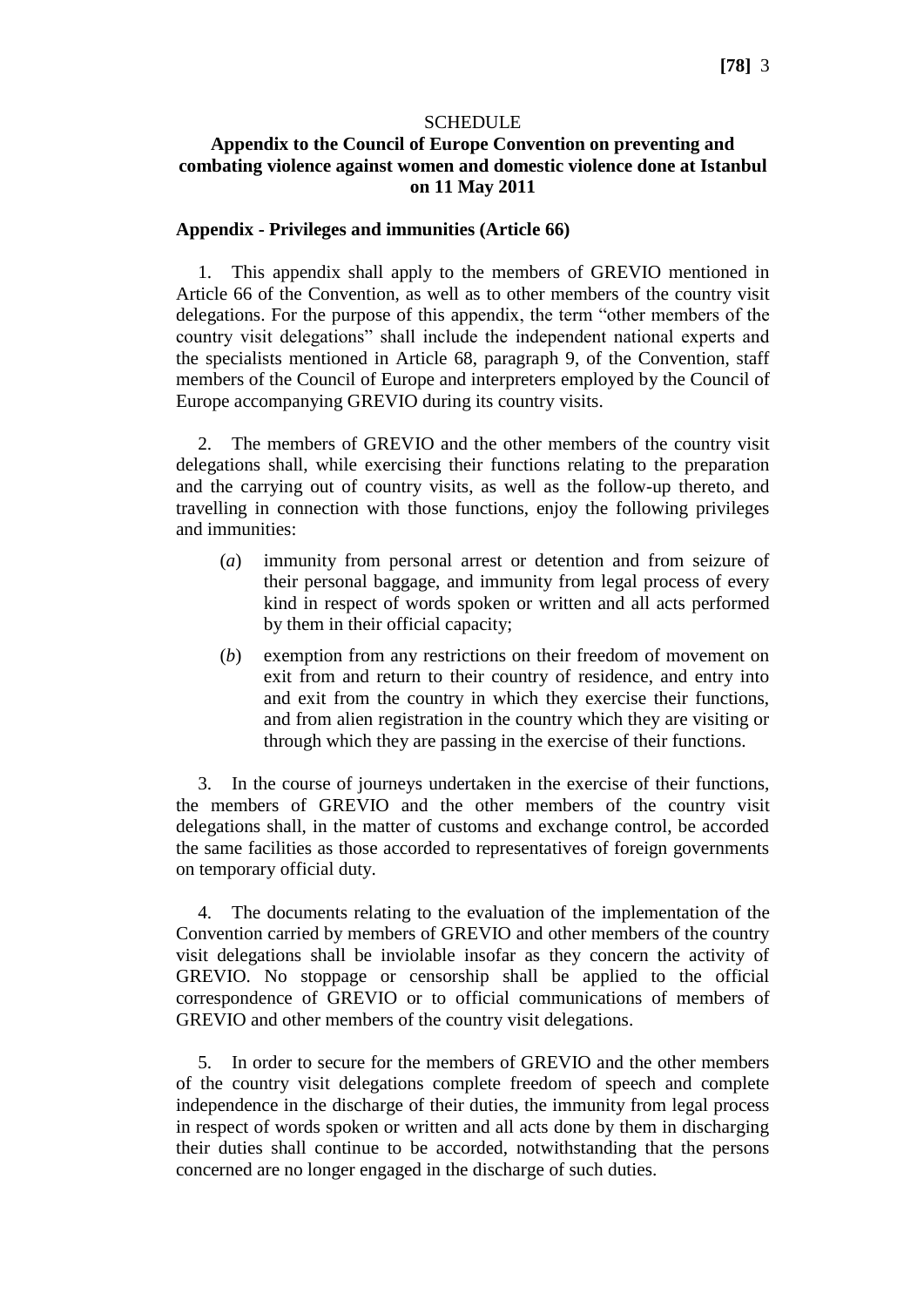SCHEDULE

## Appendix to the Council of Europe Convention on preventing and combating violence against women and domestic violence done at Istanbul on 11 May 2011

### Appendix - Privileges and immunities (Article 66)

1. This appendix shall apply to the members of GREVIO mentioned in Article 66 of the Convention, as well as to other members of the country visit delegations. For the purpose of this appendix, the term "other members of the country visit delegations" shall include the independent national experts and the specialists mentioned in Article 68, paragraph 9, of the Convention, staff members of the Council of Europe and interpreters employed by the Council of Europe accompanying GREVIO during its country visits.

2. The members of GREVIO and the other members of the country visit delegations shall, while exercising their functions relating to the preparation and the carrying out of country visits, as well as the follow-up thereto, and travelling in connection with those functions, enjoy the following privileges and immunities:

   (*a*) immunity from personal arrest or detention and from seizure of their personal baggage, and immunity from legal process of every kind in respect of words spoken or written and all acts performed by them in their official capacity;

   (*b*) exemption from any restrictions on their freedom of movement on exit from and return to their country of residence, and entry into and exit from the country in which they exercise their functions, and from alien registration in the country which they are visiting or through which they are passing in the exercise of their functions.

3. In the course of journeys undertaken in the exercise of their functions, the members of GREVIO and the other members of the country visit delegations shall, in the matter of customs and exchange control, be accorded the same facilities as those accorded to representatives of foreign governments on temporary official duty.

4. The documents relating to the evaluation of the implementation of the Convention carried by members of GREVIO and other members of the country visit delegations shall be inviolable insofar as they concern the activity of GREVIO. No stoppage or censorship shall be applied to the official correspondence of GREVIO or to official communications of members of GREVIO and other members of the country visit delegations.

5. In order to secure for the members of GREVIO and the other members of the country visit delegations complete freedom of speech and complete independence in the discharge of their duties, the immunity from legal process in respect of words spoken or written and all acts done by them in discharging their duties shall continue to be accorded, notwithstanding that the persons concerned are no longer engaged in the discharge of such duties.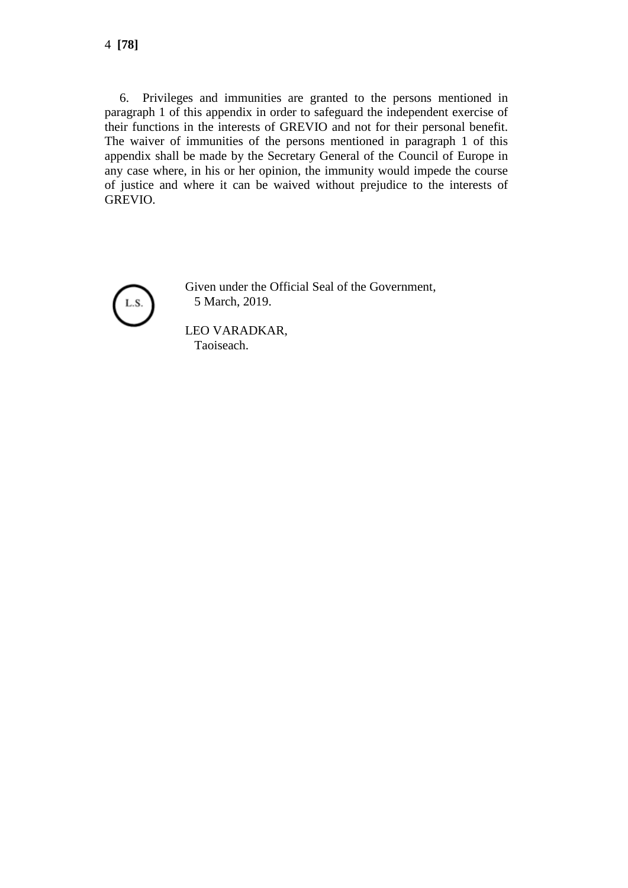6. Privileges and immunities are granted to the persons mentioned in paragraph 1 of this appendix in order to safeguard the independent exercise of their functions in the interests of GREVIO and not for their personal benefit. The waiver of immunities of the persons mentioned in paragraph 1 of this appendix shall be made by the Secretary General of the Council of Europe in any case where, in his or her opinion, the immunity would impede the course of justice and where it can be waived without prejudice to the interests of GREVIO.

L.S.

Given under the Official Seal of the Government,
5 March, 2019.

LEO VARADKAR,
Taoiseach.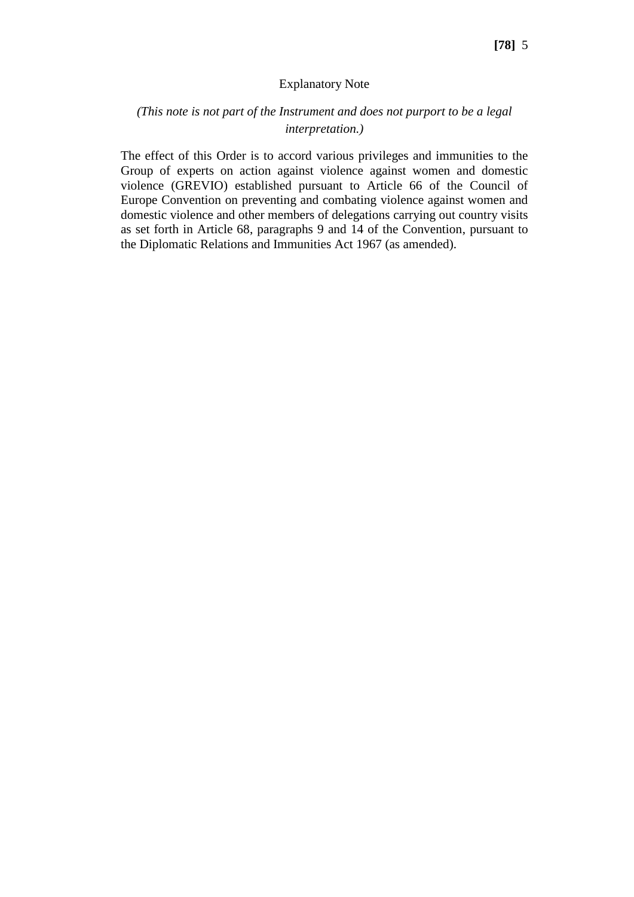## Explanatory Note

*(This note is not part of the Instrument and does not purport to be a legal interpretation.)*

The effect of this Order is to accord various privileges and immunities to the Group of experts on action against violence against women and domestic violence (GREVIO) established pursuant to Article 66 of the Council of Europe Convention on preventing and combating violence against women and domestic violence and other members of delegations carrying out country visits as set forth in Article 68, paragraphs 9 and 14 of the Convention, pursuant to the Diplomatic Relations and Immunities Act 1967 (as amended).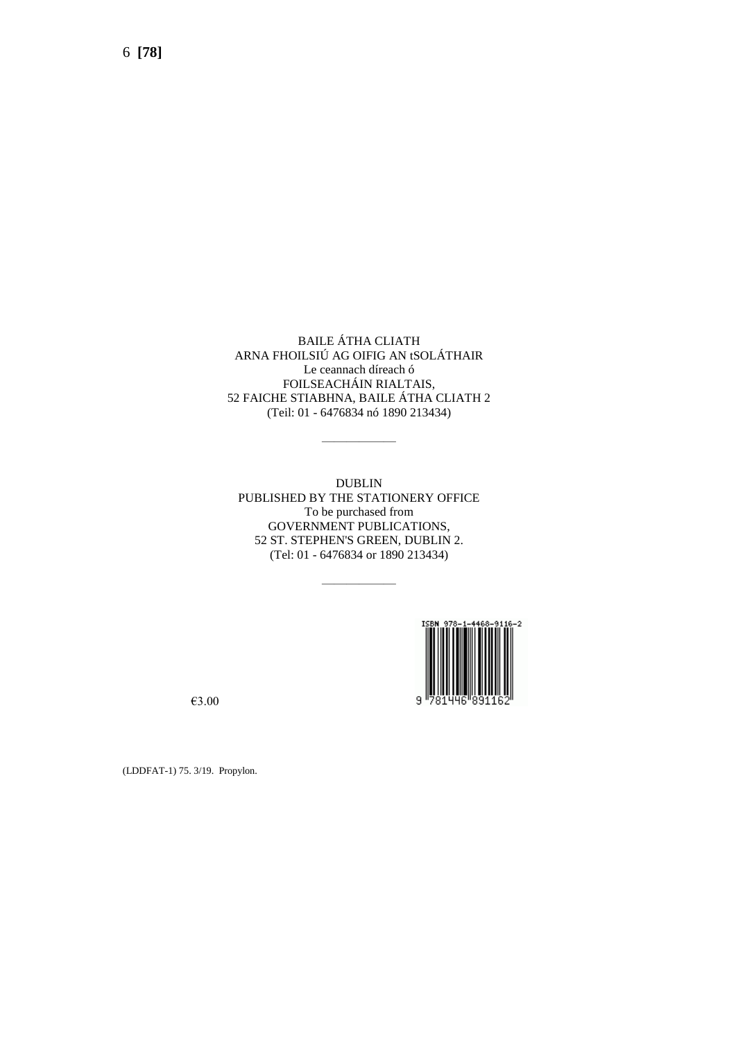BAILE ÁTHA CLIATH
ARNA FHOILSIÚ AG OIFIG AN tSOLÁTHAIR
Le ceannach díreach ó
FOILSEACHÁIN RIALTAIS,
52 FAICHE STIABHNA, BAILE ÁTHA CLIATH 2
(Teil: 01 - 6476834 nó 1890 213434)

---

DUBLIN
PUBLISHED BY THE STATIONERY OFFICE
To be purchased from
GOVERNMENT PUBLICATIONS,
52 ST. STEPHEN'S GREEN, DUBLIN 2.
(Tel: 01 - 6476834 or 1890 213434)

---

ISBN 978-1-4468-9116-2

9 781446 891162

€3.00

(LDDFAT-1) 75. 3/19. Propylon.